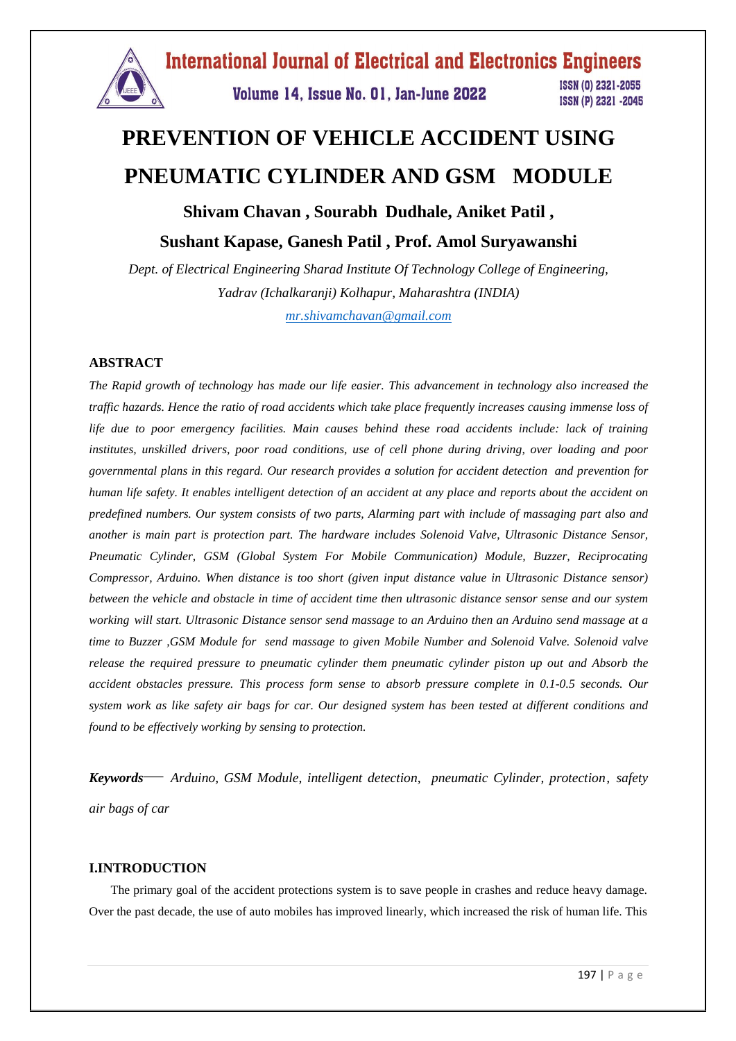# PREVENTION OF VEHICLE ACCIDENT USING PNEUMATIC CYLINDER AND GSM MODULE

**Shivam Chavan , Sourabh Dudhale, Aniket Patil ,**

**Sushant Kapase, Ganesh Patil , Prof. Amol Suryawanshi**

*Dept. of Electrical Engineering Sharad Institute Of Technology College of Engineering, Yadrav (Ichalkaranji) Kolhapur, Maharashtra (INDIA)*

*mr.shivamchavan@gmail.com*

## ABSTRACT

*The Rapid growth of technology has made our life easier. This advancement in technology also increased the traffic hazards. Hence the ratio of road accidents which take place frequently increases causing immense loss of life due to poor emergency facilities. Main causes behind these road accidents include: lack of training institutes, unskilled drivers, poor road conditions, use of cell phone during driving, over loading and poor governmental plans in this regard. Our research provides a solution for accident detection and prevention for human life safety. It enables intelligent detection of an accident at any place and reports about the accident on predefined numbers. Our system consists of two parts, Alarming part with include of massaging part also and another is main part is protection part. The hardware includes Solenoid Valve, Ultrasonic Distance Sensor, Pneumatic Cylinder, GSM (Global System For Mobile Communication) Module, Buzzer, Reciprocating Compressor, Arduino. When distance is too short (given input distance value in Ultrasonic Distance sensor) between the vehicle and obstacle in time of accident time then ultrasonic distance sensor sense and our system working will start. Ultrasonic Distance sensor send massage to an Arduino then an Arduino send massage at a time to Buzzer ,GSM Module for send massage to given Mobile Number and Solenoid Valve. Solenoid valve release the required pressure to pneumatic cylinder them pneumatic cylinder piston up out and Absorb the accident obstacles pressure. This process form sense to absorb pressure complete in 0.1-0.5 seconds. Our system work as like safety air bags for car. Our designed system has been tested at different conditions and found to be effectively working by sensing to protection.*

***Keywords*—** *Arduino, GSM Module, intelligent detection, pneumatic Cylinder, protection, safety air bags of car*

## I.INTRODUCTION

The primary goal of the accident protections system is to save people in crashes and reduce heavy damage. Over the past decade, the use of auto mobiles has improved linearly, which increased the risk of human life. This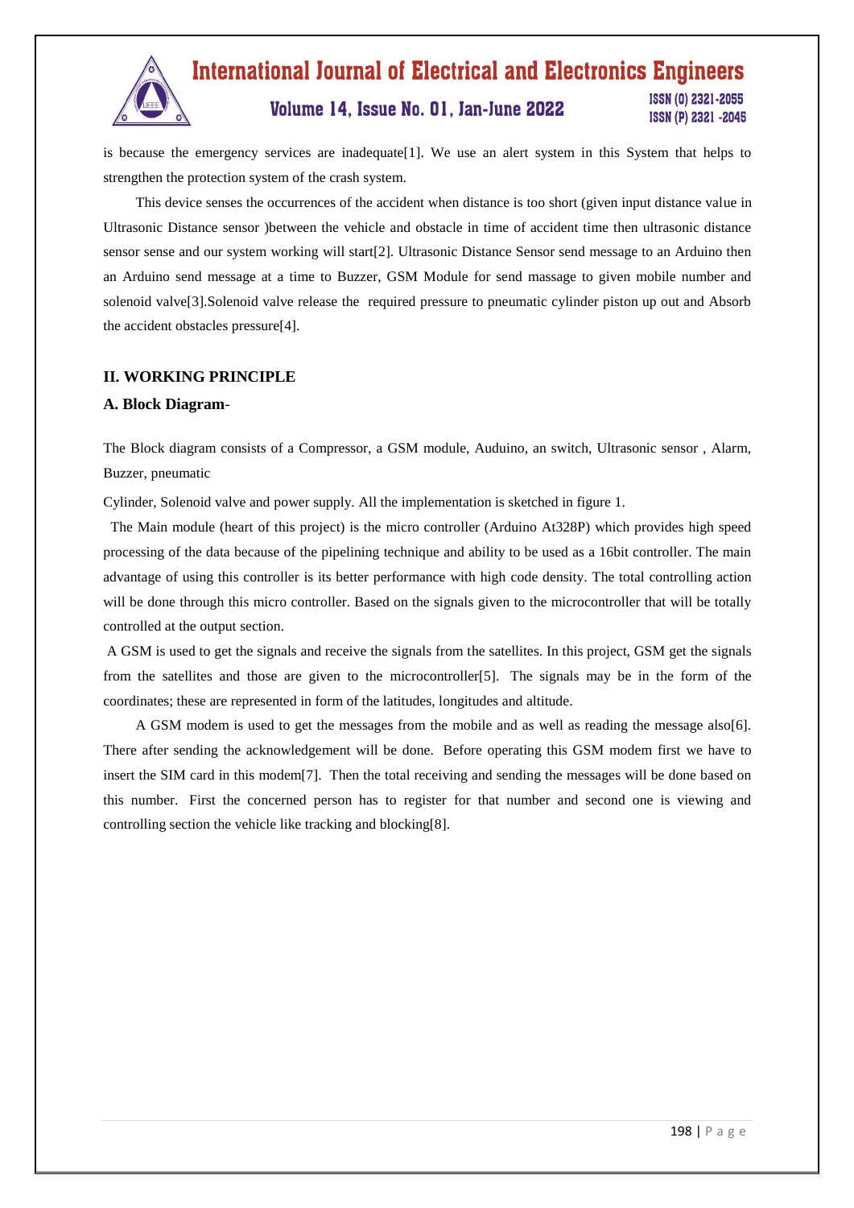is because the emergency services are inadequate[1]. We use an alert system in this System that helps to strengthen the protection system of the crash system.

This device senses the occurrences of the accident when distance is too short (given input distance value in Ultrasonic Distance sensor )between the vehicle and obstacle in time of accident time then ultrasonic distance sensor sense and our system working will start[2]. Ultrasonic Distance Sensor send message to an Arduino then an Arduino send message at a time to Buzzer, GSM Module for send massage to given mobile number and solenoid valve[3].Solenoid valve release the required pressure to pneumatic cylinder piston up out and Absorb the accident obstacles pressure[4].

## II. WORKING PRINCIPLE

### A. Block Diagram-

The Block diagram consists of a Compressor, a GSM module, Auduino, an switch, Ultrasonic sensor , Alarm, Buzzer, pneumatic

Cylinder, Solenoid valve and power supply. All the implementation is sketched in figure 1.

The Main module (heart of this project) is the micro controller (Arduino At328P) which provides high speed processing of the data because of the pipelining technique and ability to be used as a 16bit controller. The main advantage of using this controller is its better performance with high code density. The total controlling action will be done through this micro controller. Based on the signals given to the microcontroller that will be totally controlled at the output section.

A GSM is used to get the signals and receive the signals from the satellites. In this project, GSM get the signals from the satellites and those are given to the microcontroller[5]. The signals may be in the form of the coordinates; these are represented in form of the latitudes, longitudes and altitude.

A GSM modem is used to get the messages from the mobile and as well as reading the message also[6]. There after sending the acknowledgement will be done. Before operating this GSM modem first we have to insert the SIM card in this modem[7]. Then the total receiving and sending the messages will be done based on this number. First the concerned person has to register for that number and second one is viewing and controlling section the vehicle like tracking and blocking[8].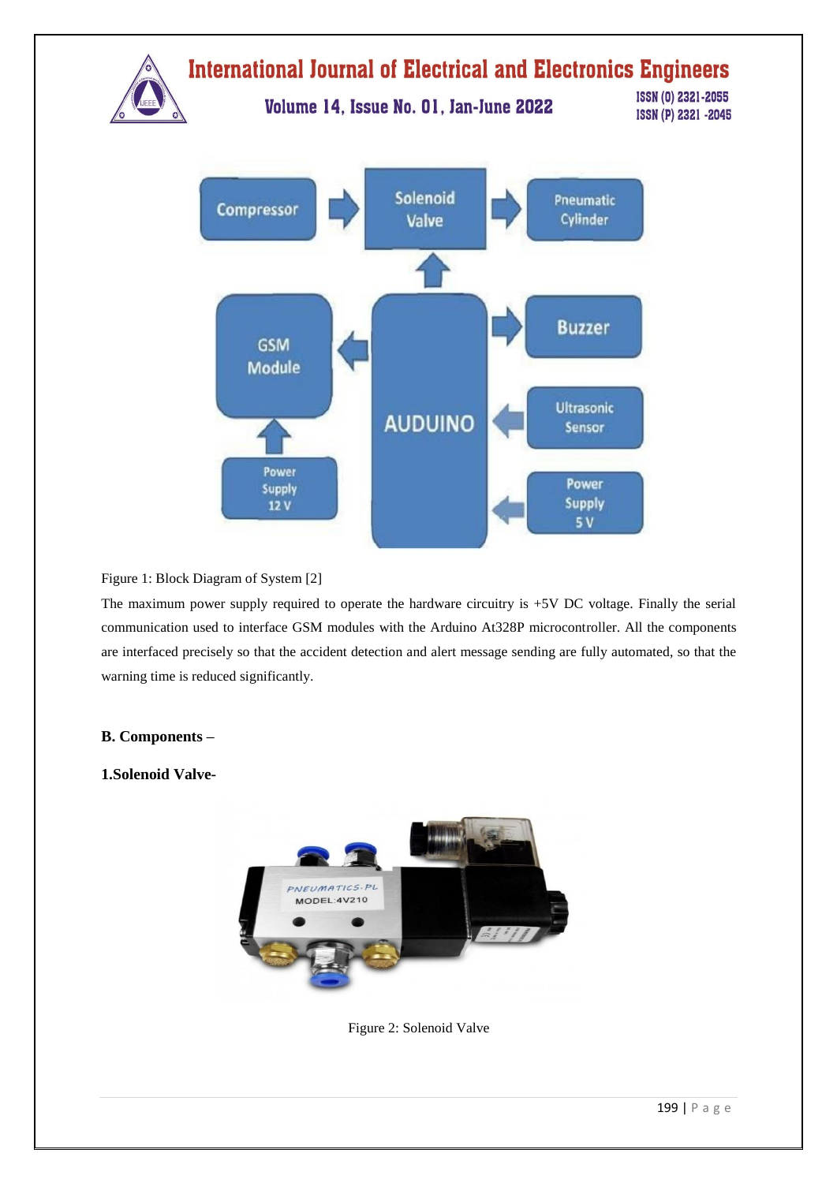Figure 1: Block Diagram of System [2]

The maximum power supply required to operate the hardware circuitry is +5V DC voltage. Finally the serial communication used to interface GSM modules with the Arduino At328P microcontroller. All the components are interfaced precisely so that the accident detection and alert message sending are fully automated, so that the warning time is reduced significantly.

**B. Components –**

**1.Solenoid Valve-**

Figure 2: Solenoid Valve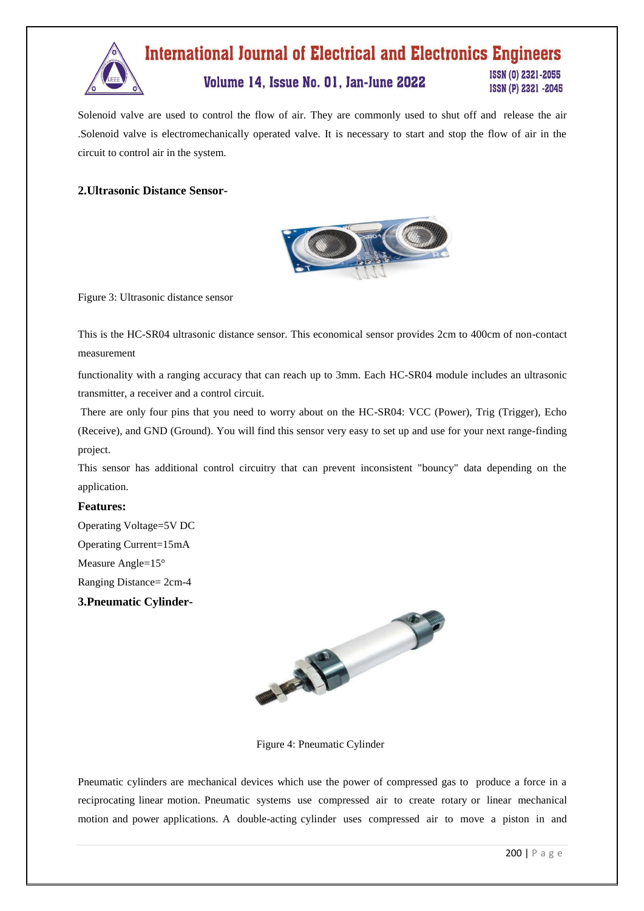Solenoid valve are used to control the flow of air. They are commonly used to shut off and release the air .Solenoid valve is electromechanically operated valve. It is necessary to start and stop the flow of air in the circuit to control air in the system.

**2.Ultrasonic Distance Sensor-**

Figure 3: Ultrasonic distance sensor

This is the HC-SR04 ultrasonic distance sensor. This economical sensor provides 2cm to 400cm of non-contact measurement

functionality with a ranging accuracy that can reach up to 3mm. Each HC-SR04 module includes an ultrasonic transmitter, a receiver and a control circuit.

There are only four pins that you need to worry about on the HC-SR04: VCC (Power), Trig (Trigger), Echo (Receive), and GND (Ground). You will find this sensor very easy to set up and use for your next range-finding project.

This sensor has additional control circuitry that can prevent inconsistent "bouncy" data depending on the application.

**Features:**

Operating Voltage=5V DC

Operating Current=15mA

Measure Angle=15°

Ranging Distance= 2cm-4

**3.Pneumatic Cylinder-**

Figure 4: Pneumatic Cylinder

Pneumatic cylinders are mechanical devices which use the power of compressed gas to produce a force in a reciprocating linear motion. Pneumatic systems use compressed air to create rotary or linear mechanical motion and power applications. A double-acting cylinder uses compressed air to move a piston in and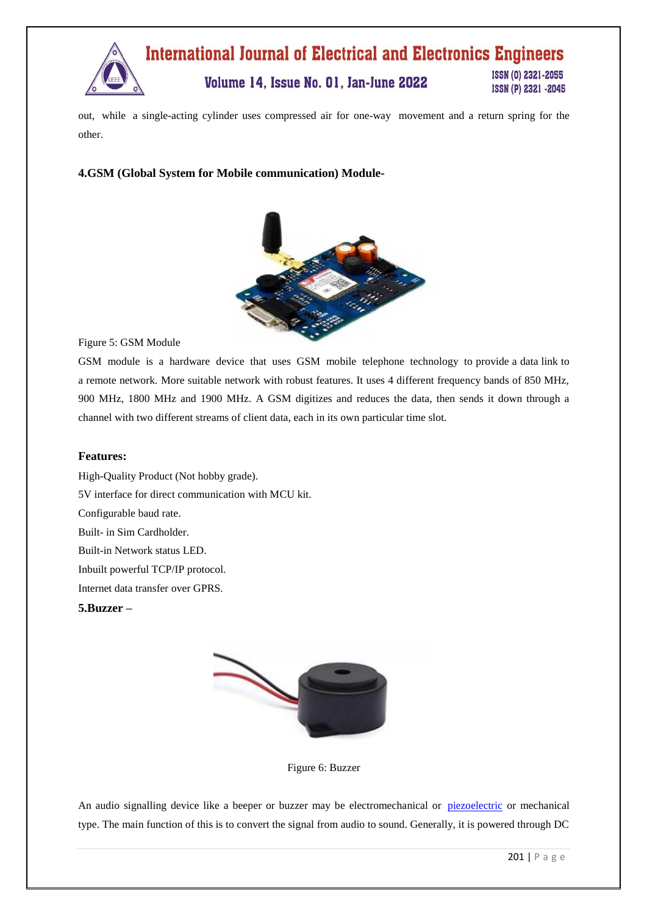out, while a single-acting cylinder uses compressed air for one-way movement and a return spring for the other.

**4.GSM (Global System for Mobile communication) Module-**

Figure 5: GSM Module

GSM module is a hardware device that uses GSM mobile telephone technology to provide a data link to a remote network. More suitable network with robust features. It uses 4 different frequency bands of 850 MHz, 900 MHz, 1800 MHz and 1900 MHz. A GSM digitizes and reduces the data, then sends it down through a channel with two different streams of client data, each in its own particular time slot.

**Features:**

High-Quality Product (Not hobby grade).
5V interface for direct communication with MCU kit.
Configurable baud rate.
Built- in Sim Cardholder.
Built-in Network status LED.
Inbuilt powerful TCP/IP protocol.
Internet data transfer over GPRS.

**5.Buzzer –**

Figure 6: Buzzer

An audio signalling device like a beeper or buzzer may be electromechanical or piezoelectric or mechanical type. The main function of this is to convert the signal from audio to sound. Generally, it is powered through DC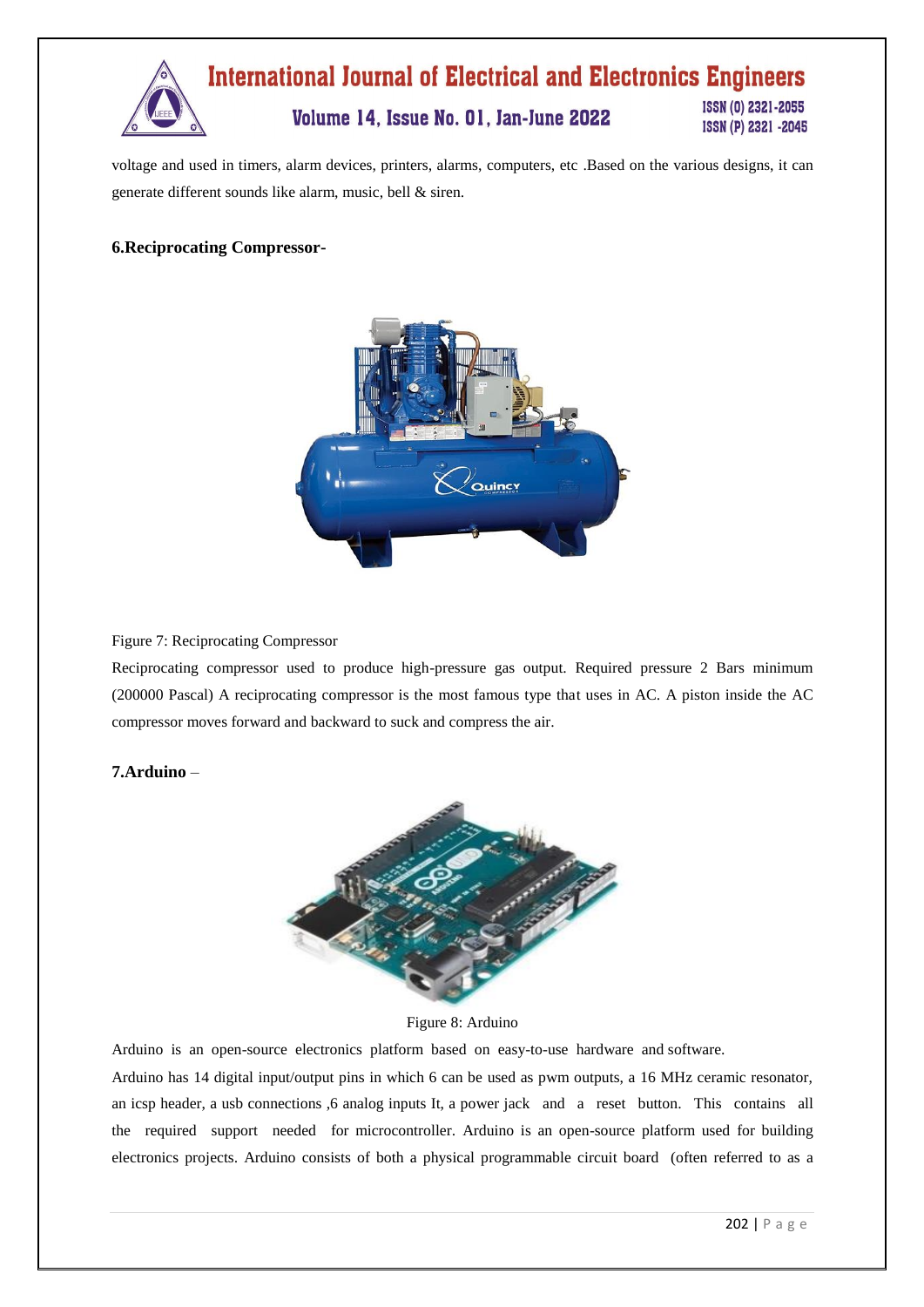voltage and used in timers, alarm devices, printers, alarms, computers, etc .Based on the various designs, it can generate different sounds like alarm, music, bell & siren.

**6.Reciprocating Compressor-**

Figure 7: Reciprocating Compressor

Reciprocating compressor used to produce high-pressure gas output. Required pressure 2 Bars minimum (200000 Pascal) A reciprocating compressor is the most famous type that uses in AC. A piston inside the AC compressor moves forward and backward to suck and compress the air.

**7.Arduino** –

Figure 8: Arduino

Arduino is an open-source electronics platform based on easy-to-use hardware and software.

Arduino has 14 digital input/output pins in which 6 can be used as pwm outputs, a 16 MHz ceramic resonator, an icsp header, a usb connections ,6 analog inputs It, a power jack and a reset button. This contains all the required support needed for microcontroller. Arduino is an open-source platform used for building electronics projects. Arduino consists of both a physical programmable circuit board (often referred to as a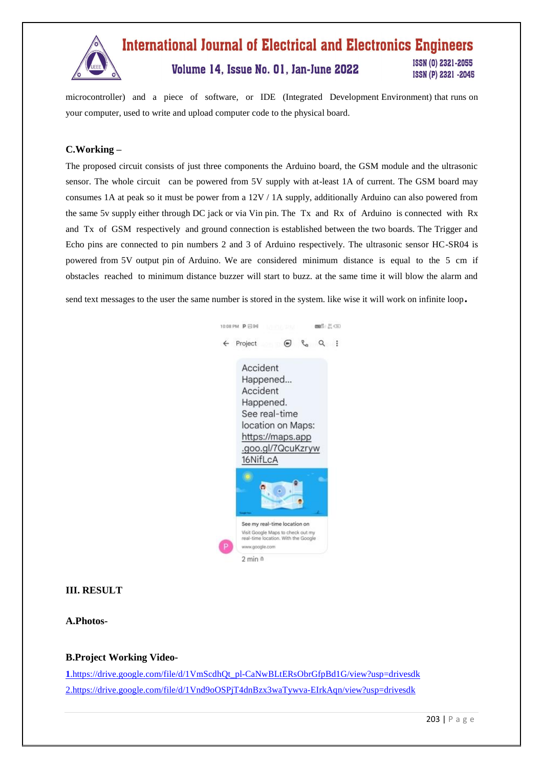microcontroller) and a piece of software, or IDE (Integrated Development Environment) that runs on your computer, used to write and upload computer code to the physical board.

### C.Working –

The proposed circuit consists of just three components the Arduino board, the GSM module and the ultrasonic sensor. The whole circuit can be powered from 5V supply with at-least 1A of current. The GSM board may consumes 1A at peak so it must be power from a 12V / 1A supply, additionally Arduino can also powered from the same 5v supply either through DC jack or via Vin pin. The Tx and Rx of Arduino is connected with Rx and Tx of GSM respectively and ground connection is established between the two boards. The Trigger and Echo pins are connected to pin numbers 2 and 3 of Arduino respectively. The ultrasonic sensor HC-SR04 is powered from 5V output pin of Arduino. We are considered minimum distance is equal to the 5 cm if obstacles reached to minimum distance buzzer will start to buzz. at the same time it will blow the alarm and send text messages to the user the same number is stored in the system. like wise it will work on infinite loop**.**

## III. RESULT

### A.Photos-

### B.Project Working Video-

1.https://drive.google.com/file/d/1VmScdhQt_pl-CaNwBLtERsObrGfpBd1G/view?usp=drivesdk

2.https://drive.google.com/file/d/1Vnd9oOSPjT4dnBzx3waTywva-EIrkAqn/view?usp=drivesdk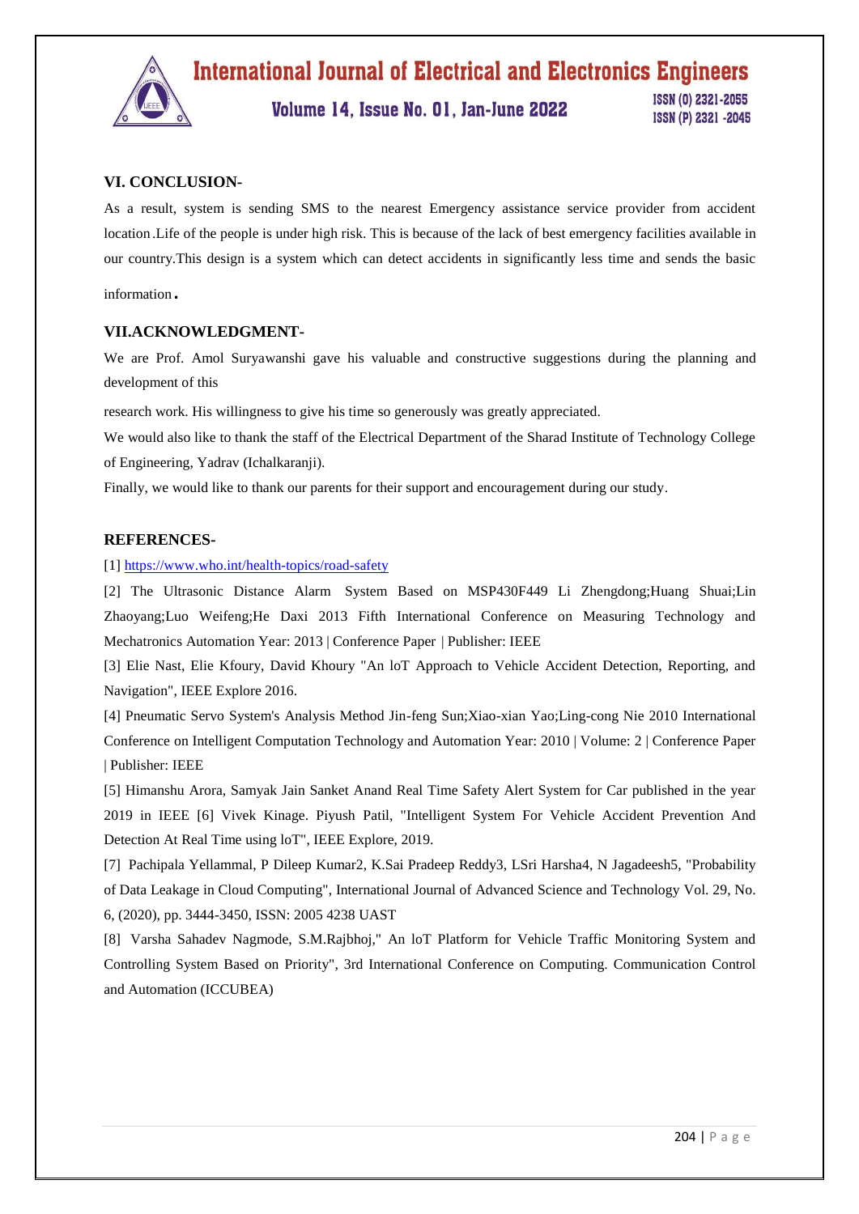## VI. CONCLUSION-

As a result, system is sending SMS to the nearest Emergency assistance service provider from accident location.Life of the people is under high risk. This is because of the lack of best emergency facilities available in our country.This design is a system which can detect accidents in significantly less time and sends the basic information.

## VII.ACKNOWLEDGMENT-

We are Prof. Amol Suryawanshi gave his valuable and constructive suggestions during the planning and development of this

research work. His willingness to give his time so generously was greatly appreciated.

We would also like to thank the staff of the Electrical Department of the Sharad Institute of Technology College of Engineering, Yadrav (Ichalkaranji).

Finally, we would like to thank our parents for their support and encouragement during our study.

## REFERENCES-

[1] https://www.who.int/health-topics/road-safety

[2] The Ultrasonic Distance Alarm System Based on MSP430F449 Li Zhengdong;Huang Shuai;Lin Zhaoyang;Luo Weifeng;He Daxi 2013 Fifth International Conference on Measuring Technology and Mechatronics Automation Year: 2013 | Conference Paper | Publisher: IEEE

[3] Elie Nast, Elie Kfoury, David Khoury "An loT Approach to Vehicle Accident Detection, Reporting, and Navigation", IEEE Explore 2016.

[4] Pneumatic Servo System's Analysis Method Jin-feng Sun;Xiao-xian Yao;Ling-cong Nie 2010 International Conference on Intelligent Computation Technology and Automation Year: 2010 | Volume: 2 | Conference Paper | Publisher: IEEE

[5] Himanshu Arora, Samyak Jain Sanket Anand Real Time Safety Alert System for Car published in the year 2019 in IEEE [6] Vivek Kinage. Piyush Patil, "Intelligent System For Vehicle Accident Prevention And Detection At Real Time using loT", IEEE Explore, 2019.

[7] Pachipala Yellammal, P Dileep Kumar2, K.Sai Pradeep Reddy3, LSri Harsha4, N Jagadeesh5, "Probability of Data Leakage in Cloud Computing", International Journal of Advanced Science and Technology Vol. 29, No. 6, (2020), pp. 3444-3450, ISSN: 2005 4238 UAST

[8] Varsha Sahadev Nagmode, S.M.Rajbhoj," An loT Platform for Vehicle Traffic Monitoring System and Controlling System Based on Priority", 3rd International Conference on Computing. Communication Control and Automation (ICCUBEA)